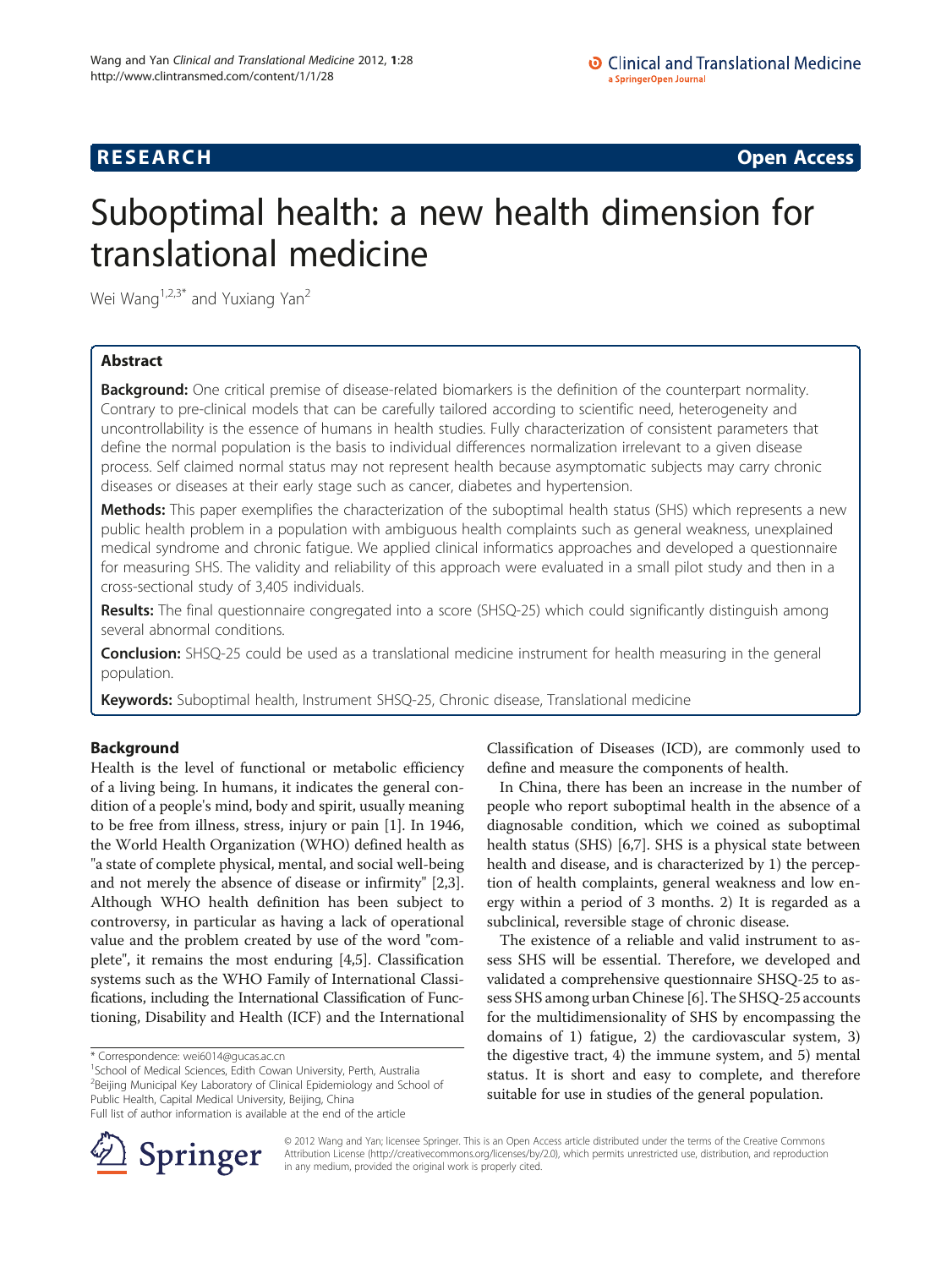RESEARCH Open Access

# Suboptimal health: a new health dimension for translational medicine

Wei Wang[1,2,3*] and Yuxiang Yan[2]

## Abstract

**Background:** One critical premise of disease-related biomarkers is the definition of the counterpart normality. Contrary to pre-clinical models that can be carefully tailored according to scientific need, heterogeneity and uncontrollability is the essence of humans in health studies. Fully characterization of consistent parameters that define the normal population is the basis to individual differences normalization irrelevant to a given disease process. Self claimed normal status may not represent health because asymptomatic subjects may carry chronic diseases or diseases at their early stage such as cancer, diabetes and hypertension.

**Methods:** This paper exemplifies the characterization of the suboptimal health status (SHS) which represents a new public health problem in a population with ambiguous health complaints such as general weakness, unexplained medical syndrome and chronic fatigue. We applied clinical informatics approaches and developed a questionnaire for measuring SHS. The validity and reliability of this approach were evaluated in a small pilot study and then in a cross-sectional study of 3,405 individuals.

**Results:** The final questionnaire congregated into a score (SHSQ-25) which could significantly distinguish among several abnormal conditions.

**Conclusion:** SHSQ-25 could be used as a translational medicine instrument for health measuring in the general population.

**Keywords:** Suboptimal health, Instrument SHSQ-25, Chronic disease, Translational medicine

## Background

Health is the level of functional or metabolic efficiency of a living being. In humans, it indicates the general condition of a people's mind, body and spirit, usually meaning to be free from illness, stress, injury or pain [1]. In 1946, the World Health Organization (WHO) defined health as "a state of complete physical, mental, and social well-being and not merely the absence of disease or infirmity" [2,3]. Although WHO health definition has been subject to controversy, in particular as having a lack of operational value and the problem created by use of the word "complete", it remains the most enduring [4,5]. Classification systems such as the WHO Family of International Classifications, including the International Classification of Functioning, Disability and Health (ICF) and the International Classification of Diseases (ICD), are commonly used to define and measure the components of health.

In China, there has been an increase in the number of people who report suboptimal health in the absence of a diagnosable condition, which we coined as suboptimal health status (SHS) [6,7]. SHS is a physical state between health and disease, and is characterized by 1) the perception of health complaints, general weakness and low energy within a period of 3 months. 2) It is regarded as a subclinical, reversible stage of chronic disease.

The existence of a reliable and valid instrument to assess SHS will be essential. Therefore, we developed and validated a comprehensive questionnaire SHSQ-25 to assess SHS among urban Chinese [6]. The SHSQ-25 accounts for the multidimensionality of SHS by encompassing the domains of 1) fatigue, 2) the cardiovascular system, 3) the digestive tract, 4) the immune system, and 5) mental status. It is short and easy to complete, and therefore suitable for use in studies of the general population.

\* Correspondence: wei6014@gucas.ac.cn
[1]School of Medical Sciences, Edith Cowan University, Perth, Australia
[2]Beijing Municipal Key Laboratory of Clinical Epidemiology and School of Public Health, Capital Medical University, Beijing, China
Full list of author information is available at the end of the article

© 2012 Wang and Yan; licensee Springer. This is an Open Access article distributed under the terms of the Creative Commons Attribution License (http://creativecommons.org/licenses/by/2.0), which permits unrestricted use, distribution, and reproduction in any medium, provided the original work is properly cited.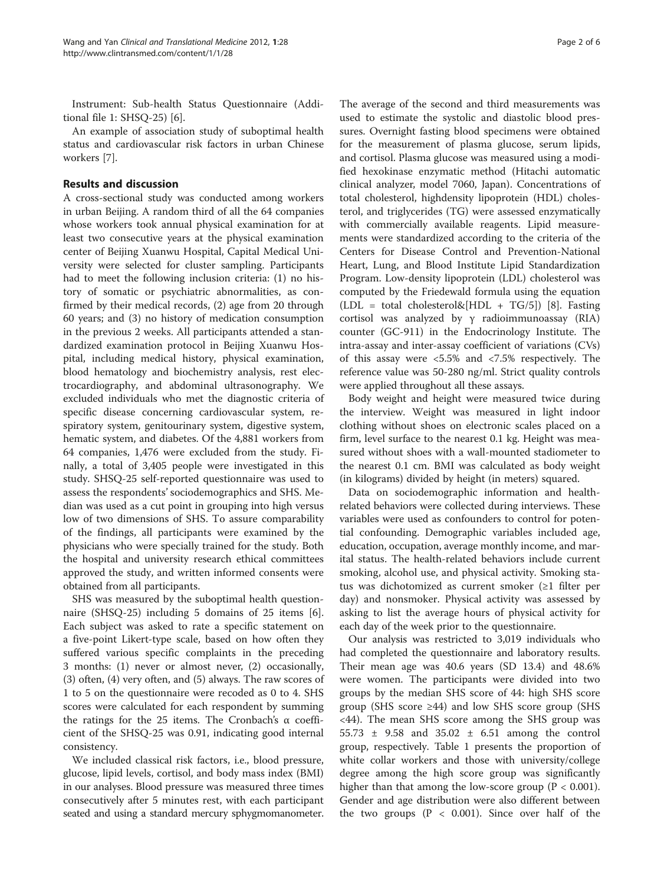Instrument: Sub-health Status Questionnaire (Additional file 1: SHSQ-25) [6].

An example of association study of suboptimal health status and cardiovascular risk factors in urban Chinese workers [7].

## Results and discussion

A cross-sectional study was conducted among workers in urban Beijing. A random third of all the 64 companies whose workers took annual physical examination for at least two consecutive years at the physical examination center of Beijing Xuanwu Hospital, Capital Medical University were selected for cluster sampling. Participants had to meet the following inclusion criteria: (1) no history of somatic or psychiatric abnormalities, as confirmed by their medical records, (2) age from 20 through 60 years; and (3) no history of medication consumption in the previous 2 weeks. All participants attended a standardized examination protocol in Beijing Xuanwu Hospital, including medical history, physical examination, blood hematology and biochemistry analysis, rest electrocardiography, and abdominal ultrasonography. We excluded individuals who met the diagnostic criteria of specific disease concerning cardiovascular system, respiratory system, genitourinary system, digestive system, hematic system, and diabetes. Of the 4,881 workers from 64 companies, 1,476 were excluded from the study. Finally, a total of 3,405 people were investigated in this study. SHSQ-25 self-reported questionnaire was used to assess the respondents' sociodemographics and SHS. Median was used as a cut point in grouping into high versus low of two dimensions of SHS. To assure comparability of the findings, all participants were examined by the physicians who were specially trained for the study. Both the hospital and university research ethical committees approved the study, and written informed consents were obtained from all participants.

SHS was measured by the suboptimal health questionnaire (SHSQ-25) including 5 domains of 25 items [6]. Each subject was asked to rate a specific statement on a five-point Likert-type scale, based on how often they suffered various specific complaints in the preceding 3 months: (1) never or almost never, (2) occasionally, (3) often, (4) very often, and (5) always. The raw scores of 1 to 5 on the questionnaire were recoded as 0 to 4. SHS scores were calculated for each respondent by summing the ratings for the 25 items. The Cronbach's $\alpha$ coefficient of the SHSQ-25 was 0.91, indicating good internal consistency.

We included classical risk factors, i.e., blood pressure, glucose, lipid levels, cortisol, and body mass index (BMI) in our analyses. Blood pressure was measured three times consecutively after 5 minutes rest, with each participant seated and using a standard mercury sphygmomanometer. The average of the second and third measurements was used to estimate the systolic and diastolic blood pressures. Overnight fasting blood specimens were obtained for the measurement of plasma glucose, serum lipids, and cortisol. Plasma glucose was measured using a modified hexokinase enzymatic method (Hitachi automatic clinical analyzer, model 7060, Japan). Concentrations of total cholesterol, highdensity lipoprotein (HDL) cholesterol, and triglycerides (TG) were assessed enzymatically with commercially available reagents. Lipid measurements were standardized according to the criteria of the Centers for Disease Control and Prevention-National Heart, Lung, and Blood Institute Lipid Standardization Program. Low-density lipoprotein (LDL) cholesterol was computed by the Friedewald formula using the equation (LDL = total cholesterol&[HDL + TG/5]) [8]. Fasting cortisol was analyzed by $\gamma$ radioimmunoassay (RIA) counter (GC-911) in the Endocrinology Institute. The intra-assay and inter-assay coefficient of variations (CVs) of this assay were <5.5% and <7.5% respectively. The reference value was 50-280 ng/ml. Strict quality controls were applied throughout all these assays.

Body weight and height were measured twice during the interview. Weight was measured in light indoor clothing without shoes on electronic scales placed on a firm, level surface to the nearest 0.1 kg. Height was measured without shoes with a wall-mounted stadiometer to the nearest 0.1 cm. BMI was calculated as body weight (in kilograms) divided by height (in meters) squared.

Data on sociodemographic information and health-related behaviors were collected during interviews. These variables were used as confounders to control for potential confounding. Demographic variables included age, education, occupation, average monthly income, and marital status. The health-related behaviors include current smoking, alcohol use, and physical activity. Smoking status was dichotomized as current smoker (≥1 filter per day) and nonsmoker. Physical activity was assessed by asking to list the average hours of physical activity for each day of the week prior to the questionnaire.

Our analysis was restricted to 3,019 individuals who had completed the questionnaire and laboratory results. Their mean age was 40.6 years (SD 13.4) and 48.6% were women. The participants were divided into two groups by the median SHS score of 44: high SHS score group (SHS score ≥44) and low SHS score group (SHS <44). The mean SHS score among the SHS group was 55.73 ± 9.58 and 35.02 ± 6.51 among the control group, respectively. Table 1 presents the proportion of white collar workers and those with university/college degree among the high score group was significantly higher than that among the low-score group ($P < 0.001$). Gender and age distribution were also different between the two groups ($P < 0.001$). Since over half of the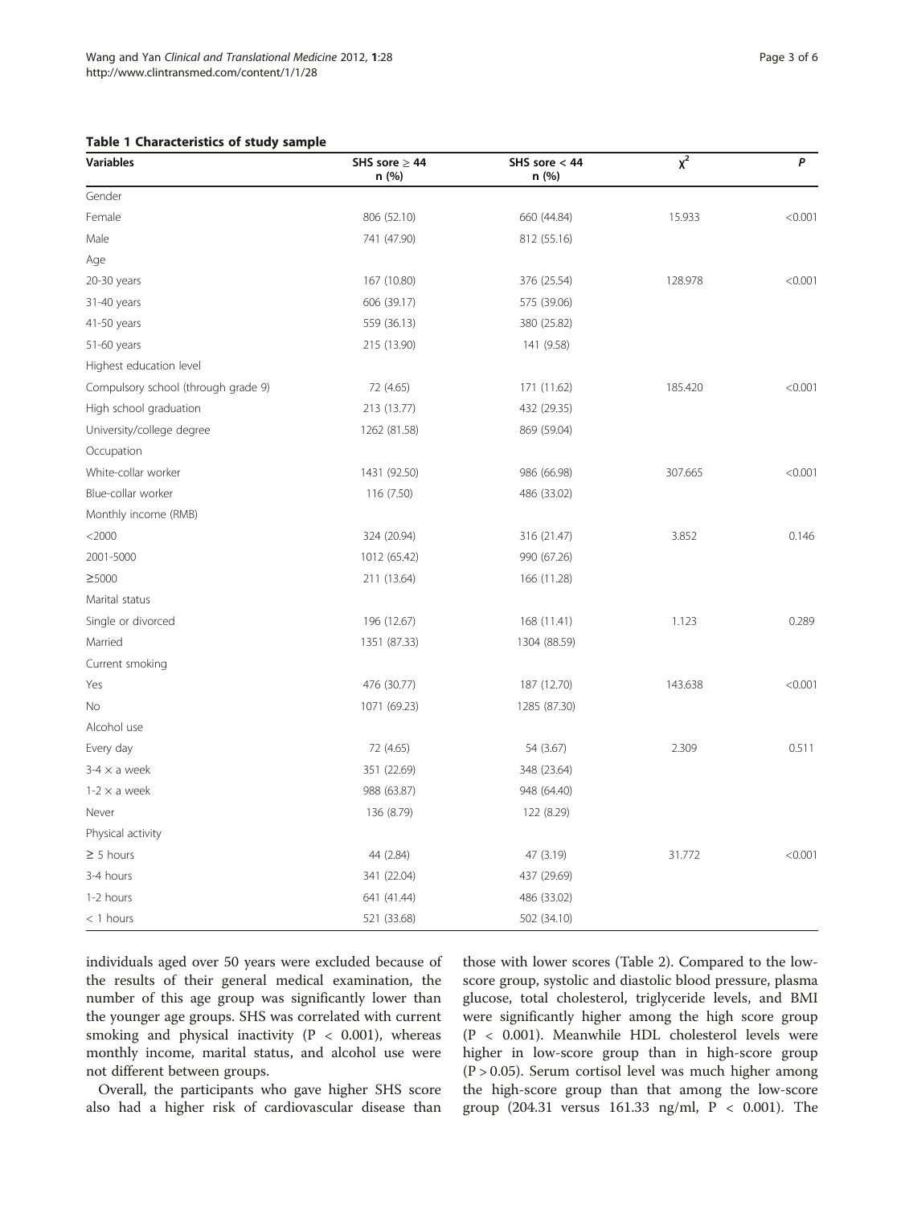**Table 1 Characteristics of study sample**

| Variables | SHS sore ≥ 44 n (%) | SHS sore < 44 n (%) | $\chi^2$ | *P* |
|---|---|---|---|---|
| Gender | | | | |
| Female | 806 (52.10) | 660 (44.84) | 15.933 | <0.001 |
| Male | 741 (47.90) | 812 (55.16) | | |
| Age | | | | |
| 20-30 years | 167 (10.80) | 376 (25.54) | 128.978 | <0.001 |
| 31-40 years | 606 (39.17) | 575 (39.06) | | |
| 41-50 years | 559 (36.13) | 380 (25.82) | | |
| 51-60 years | 215 (13.90) | 141 (9.58) | | |
| Highest education level | | | | |
| Compulsory school (through grade 9) | 72 (4.65) | 171 (11.62) | 185.420 | <0.001 |
| High school graduation | 213 (13.77) | 432 (29.35) | | |
| University/college degree | 1262 (81.58) | 869 (59.04) | | |
| Occupation | | | | |
| White-collar worker | 1431 (92.50) | 986 (66.98) | 307.665 | <0.001 |
| Blue-collar worker | 116 (7.50) | 486 (33.02) | | |
| Monthly income (RMB) | | | | |
| <2000 | 324 (20.94) | 316 (21.47) | 3.852 | 0.146 |
| 2001-5000 | 1012 (65.42) | 990 (67.26) | | |
| ≥5000 | 211 (13.64) | 166 (11.28) | | |
| Marital status | | | | |
| Single or divorced | 196 (12.67) | 168 (11.41) | 1.123 | 0.289 |
| Married | 1351 (87.33) | 1304 (88.59) | | |
| Current smoking | | | | |
| Yes | 476 (30.77) | 187 (12.70) | 143.638 | <0.001 |
| No | 1071 (69.23) | 1285 (87.30) | | |
| Alcohol use | | | | |
| Every day | 72 (4.65) | 54 (3.67) | 2.309 | 0.511 |
| 3-4 × a week | 351 (22.69) | 348 (23.64) | | |
| 1-2 × a week | 988 (63.87) | 948 (64.40) | | |
| Never | 136 (8.79) | 122 (8.29) | | |
| Physical activity | | | | |
| ≥ 5 hours | 44 (2.84) | 47 (3.19) | 31.772 | <0.001 |
| 3-4 hours | 341 (22.04) | 437 (29.69) | | |
| 1-2 hours | 641 (41.44) | 486 (33.02) | | |
| < 1 hours | 521 (33.68) | 502 (34.10) | | |

individuals aged over 50 years were excluded because of the results of their general medical examination, the number of this age group was significantly lower than the younger age groups. SHS was correlated with current smoking and physical inactivity ($P < 0.001$), whereas monthly income, marital status, and alcohol use were not different between groups.

Overall, the participants who gave higher SHS score also had a higher risk of cardiovascular disease than those with lower scores (Table 2). Compared to the low-score group, systolic and diastolic blood pressure, plasma glucose, total cholesterol, triglyceride levels, and BMI were significantly higher among the high score group ($P < 0.001$). Meanwhile HDL cholesterol levels were higher in low-score group than in high-score group ($P > 0.05$). Serum cortisol level was much higher among the high-score group than that among the low-score group (204.31 versus 161.33 ng/ml, $P < 0.001$). The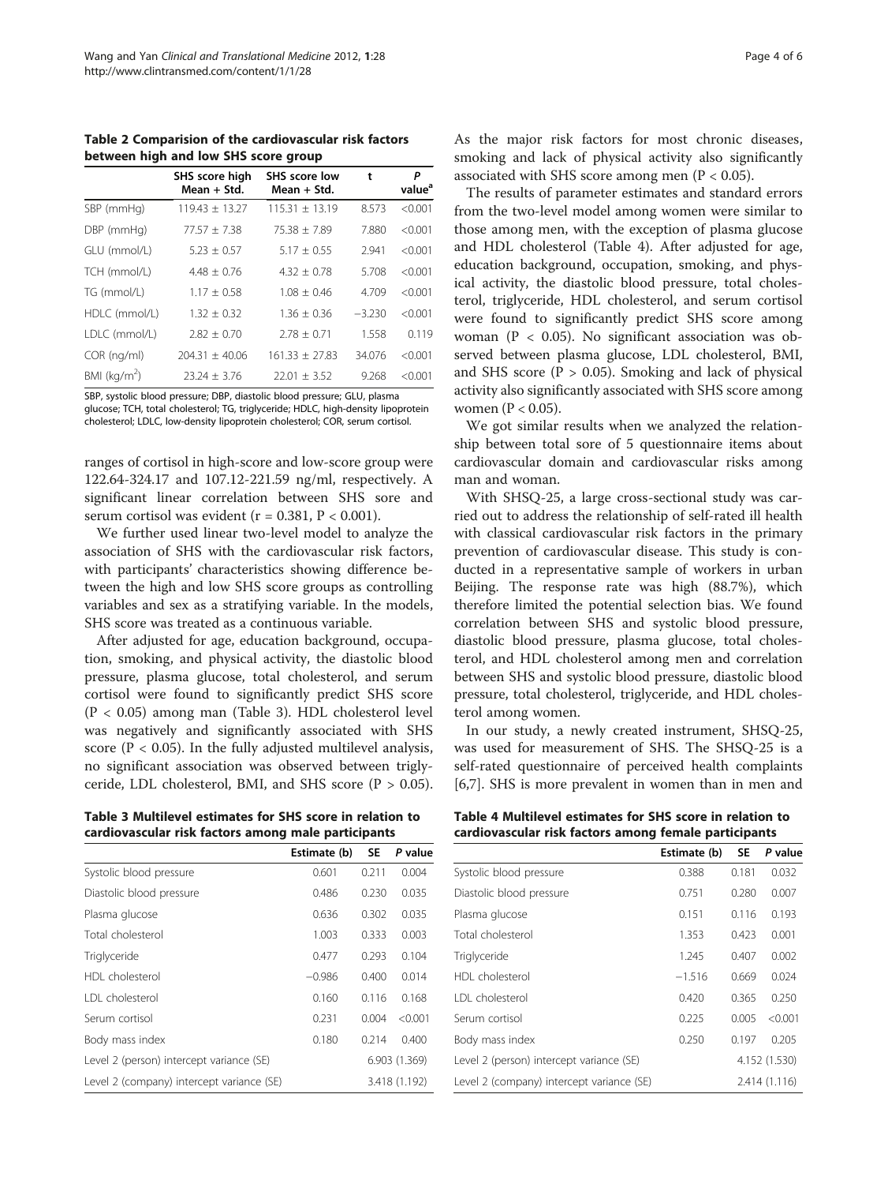**Table 2 Comparision of the cardiovascular risk factors between high and low SHS score group**

| | SHS score high Mean + Std. | SHS score low Mean + Std. | t | P value[a] |
|---|---|---|---|---|
| SBP (mmHg) | 119.43 ± 13.27 | 115.31 ± 13.19 | 8.573 | <0.001 |
| DBP (mmHg) | 77.57 ± 7.38 | 75.38 ± 7.89 | 7.880 | <0.001 |
| GLU (mmol/L) | 5.23 ± 0.57 | 5.17 ± 0.55 | 2.941 | <0.001 |
| TCH (mmol/L) | 4.48 ± 0.76 | 4.32 ± 0.78 | 5.708 | <0.001 |
| TG (mmol/L) | 1.17 ± 0.58 | 1.08 ± 0.46 | 4.709 | <0.001 |
| HDLC (mmol/L) | 1.32 ± 0.32 | 1.36 ± 0.36 | −3.230 | <0.001 |
| LDLC (mmol/L) | 2.82 ± 0.70 | 2.78 ± 0.71 | 1.558 | 0.119 |
| COR (ng/ml) | 204.31 ± 40.06 | 161.33 ± 27.83 | 34.076 | <0.001 |
| BMI ($kg/m^2$) | 23.24 ± 3.76 | 22.01 ± 3.52 | 9.268 | <0.001 |

SBP, systolic blood pressure; DBP, diastolic blood pressure; GLU, plasma glucose; TCH, total cholesterol; TG, triglyceride; HDLC, high-density lipoprotein cholesterol; LDLC, low-density lipoprotein cholesterol; COR, serum cortisol.

ranges of cortisol in high-score and low-score group were 122.64-324.17 and 107.12-221.59 ng/ml, respectively. A significant linear correlation between SHS sore and serum cortisol was evident ($r = 0.381$, $P < 0.001$).

We further used linear two-level model to analyze the association of SHS with the cardiovascular risk factors, with participants' characteristics showing difference between the high and low SHS score groups as controlling variables and sex as a stratifying variable. In the models, SHS score was treated as a continuous variable.

After adjusted for age, education background, occupation, smoking, and physical activity, the diastolic blood pressure, plasma glucose, total cholesterol, and serum cortisol were found to significantly predict SHS score ($P < 0.05$) among man (Table 3). HDL cholesterol level was negatively and significantly associated with SHS score ($P < 0.05$). In the fully adjusted multilevel analysis, no significant association was observed between triglyceride, LDL cholesterol, BMI, and SHS score ($P > 0.05$).

**Table 3 Multilevel estimates for SHS score in relation to cardiovascular risk factors among male participants**

| | Estimate (b) | SE | P value |
|---|---|---|---|
| Systolic blood pressure | 0.601 | 0.211 | 0.004 |
| Diastolic blood pressure | 0.486 | 0.230 | 0.035 |
| Plasma glucose | 0.636 | 0.302 | 0.035 |
| Total cholesterol | 1.003 | 0.333 | 0.003 |
| Triglyceride | 0.477 | 0.293 | 0.104 |
| HDL cholesterol | −0.986 | 0.400 | 0.014 |
| LDL cholesterol | 0.160 | 0.116 | 0.168 |
| Serum cortisol | 0.231 | 0.004 | <0.001 |
| Body mass index | 0.180 | 0.214 | 0.400 |
| Level 2 (person) intercept variance (SE) | 6.903 (1.369) | | |
| Level 2 (company) intercept variance (SE) | 3.418 (1.192) | | |

As the major risk factors for most chronic diseases, smoking and lack of physical activity also significantly associated with SHS score among men ($P < 0.05$).

The results of parameter estimates and standard errors from the two-level model among women were similar to those among men, with the exception of plasma glucose and HDL cholesterol (Table 4). After adjusted for age, education background, occupation, smoking, and physical activity, the diastolic blood pressure, total cholesterol, triglyceride, HDL cholesterol, and serum cortisol were found to significantly predict SHS score among woman ($P < 0.05$). No significant association was observed between plasma glucose, LDL cholesterol, BMI, and SHS score ($P > 0.05$). Smoking and lack of physical activity also significantly associated with SHS score among women ($P < 0.05$).

We got similar results when we analyzed the relationship between total sore of 5 questionnaire items about cardiovascular domain and cardiovascular risks among man and woman.

With SHSQ-25, a large cross-sectional study was carried out to address the relationship of self-rated ill health with classical cardiovascular risk factors in the primary prevention of cardiovascular disease. This study is conducted in a representative sample of workers in urban Beijing. The response rate was high (88.7%), which therefore limited the potential selection bias. We found correlation between SHS and systolic blood pressure, diastolic blood pressure, plasma glucose, total cholesterol, and HDL cholesterol among men and correlation between SHS and systolic blood pressure, diastolic blood pressure, total cholesterol, triglyceride, and HDL cholesterol among women.

In our study, a newly created instrument, SHSQ-25, was used for measurement of SHS. The SHSQ-25 is a self-rated questionnaire of perceived health complaints [6,7]. SHS is more prevalent in women than in men and

**Table 4 Multilevel estimates for SHS score in relation to cardiovascular risk factors among female participants**

| | Estimate (b) | SE | P value |
|---|---|---|---|
| Systolic blood pressure | 0.388 | 0.181 | 0.032 |
| Diastolic blood pressure | 0.751 | 0.280 | 0.007 |
| Plasma glucose | 0.151 | 0.116 | 0.193 |
| Total cholesterol | 1.353 | 0.423 | 0.001 |
| Triglyceride | 1.245 | 0.407 | 0.002 |
| HDL cholesterol | −1.516 | 0.669 | 0.024 |
| LDL cholesterol | 0.420 | 0.365 | 0.250 |
| Serum cortisol | 0.225 | 0.005 | <0.001 |
| Body mass index | 0.250 | 0.197 | 0.205 |
| Level 2 (person) intercept variance (SE) | 4.152 (1.530) | | |
| Level 2 (company) intercept variance (SE) | 2.414 (1.116) | | |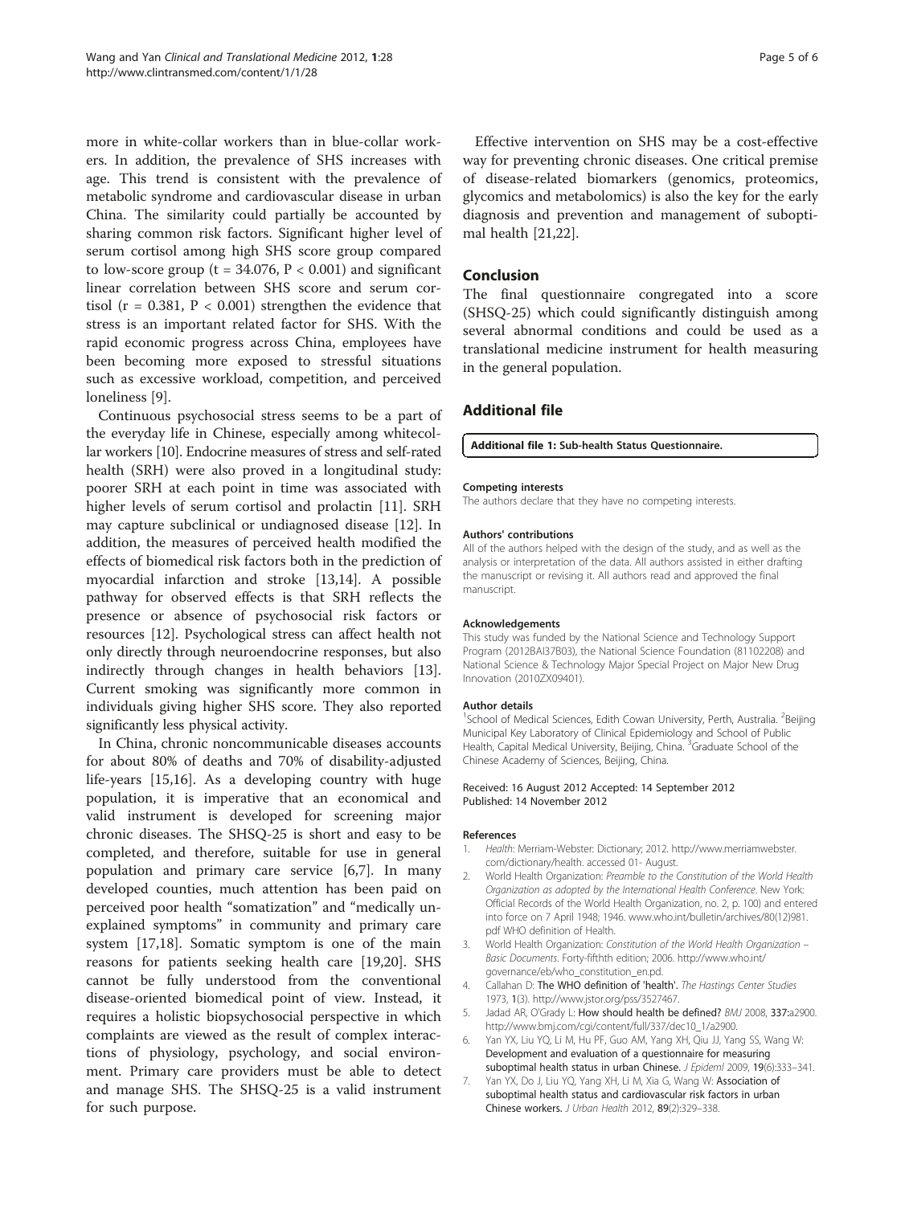more in white-collar workers than in blue-collar workers. In addition, the prevalence of SHS increases with age. This trend is consistent with the prevalence of metabolic syndrome and cardiovascular disease in urban China. The similarity could partially be accounted by sharing common risk factors. Significant higher level of serum cortisol among high SHS score group compared to low-score group ($t = 34.076$, $P < 0.001$) and significant linear correlation between SHS score and serum cortisol ($r = 0.381$, $P < 0.001$) strengthen the evidence that stress is an important related factor for SHS. With the rapid economic progress across China, employees have been becoming more exposed to stressful situations such as excessive workload, competition, and perceived loneliness [9].

Continuous psychosocial stress seems to be a part of the everyday life in Chinese, especially among whitecollar workers [10]. Endocrine measures of stress and self-rated health (SRH) were also proved in a longitudinal study: poorer SRH at each point in time was associated with higher levels of serum cortisol and prolactin [11]. SRH may capture subclinical or undiagnosed disease [12]. In addition, the measures of perceived health modified the effects of biomedical risk factors both in the prediction of myocardial infarction and stroke [13,14]. A possible pathway for observed effects is that SRH reflects the presence or absence of psychosocial risk factors or resources [12]. Psychological stress can affect health not only directly through neuroendocrine responses, but also indirectly through changes in health behaviors [13]. Current smoking was significantly more common in individuals giving higher SHS score. They also reported significantly less physical activity.

In China, chronic noncommunicable diseases accounts for about 80% of deaths and 70% of disability-adjusted life-years [15,16]. As a developing country with huge population, it is imperative that an economical and valid instrument is developed for screening major chronic diseases. The SHSQ-25 is short and easy to be completed, and therefore, suitable for use in general population and primary care service [6,7]. In many developed counties, much attention has been paid on perceived poor health "somatization" and "medically unexplained symptoms" in community and primary care system [17,18]. Somatic symptom is one of the main reasons for patients seeking health care [19,20]. SHS cannot be fully understood from the conventional disease-oriented biomedical point of view. Instead, it requires a holistic biopsychosocial perspective in which complaints are viewed as the result of complex interactions of physiology, psychology, and social environment. Primary care providers must be able to detect and manage SHS. The SHSQ-25 is a valid instrument for such purpose.

Effective intervention on SHS may be a cost-effective way for preventing chronic diseases. One critical premise of disease-related biomarkers (genomics, proteomics, glycomics and metabolomics) is also the key for the early diagnosis and prevention and management of suboptimal health [21,22].

## Conclusion

The final questionnaire congregated into a score (SHSQ-25) which could significantly distinguish among several abnormal conditions and could be used as a translational medicine instrument for health measuring in the general population.

## Additional file

**Additional file 1: Sub-health Status Questionnaire.**

#### Competing interests

The authors declare that they have no competing interests.

#### Authors' contributions

All of the authors helped with the design of the study, and as well as the analysis or interpretation of the data. All authors assisted in either drafting the manuscript or revising it. All authors read and approved the final manuscript.

#### Acknowledgements

This study was funded by the National Science and Technology Support Program (2012BAI37B03), the National Science Foundation (81102208) and National Science & Technology Major Special Project on Major New Drug Innovation (2010ZX09401).

#### Author details

[1]School of Medical Sciences, Edith Cowan University, Perth, Australia. [2]Beijing Municipal Key Laboratory of Clinical Epidemiology and School of Public Health, Capital Medical University, Beijing, China. [3]Graduate School of the Chinese Academy of Sciences, Beijing, China.

Received: 16 August 2012 Accepted: 14 September 2012
Published: 14 November 2012

#### References

1. *Health*: Merriam-Webster: Dictionary; 2012. http://www.merriamwebster.com/dictionary/health. accessed 01- August.
2. World Health Organization: *Preamble to the Constitution of the World Health Organization as adopted by the International Health Conference*. New York: Official Records of the World Health Organization, no. 2, p. 100) and entered into force on 7 April 1948; 1946. www.who.int/bulletin/archives/80(12)981.pdf WHO definition of Health.
3. World Health Organization: *Constitution of the World Health Organization – Basic Documents*. Forty-fifthth edition; 2006. http://www.who.int/governance/eb/who_constitution_en.pd.
4. Callahan D: **The WHO definition of 'health'.** *The Hastings Center Studies* 1973, **1**(3). http://www.jstor.org/pss/3527467.
5. Jadad AR, O'Grady L: **How should health be defined?** *BMJ* 2008, **337:**a2900. http://www.bmj.com/cgi/content/full/337/dec10_1/a2900.
6. Yan YX, Liu YQ, Li M, Hu PF, Guo AM, Yang XH, Qiu JJ, Yang SS, Wang W: **Development and evaluation of a questionnaire for measuring suboptimal health status in urban Chinese.** *J Epideml* 2009, **19**(6):333–341.
7. Yan YX, Do J, Liu YQ, Yang XH, Li M, Xia G, Wang W: **Association of suboptimal health status and cardiovascular risk factors in urban Chinese workers.** *J Urban Health* 2012, **89**(2):329–338.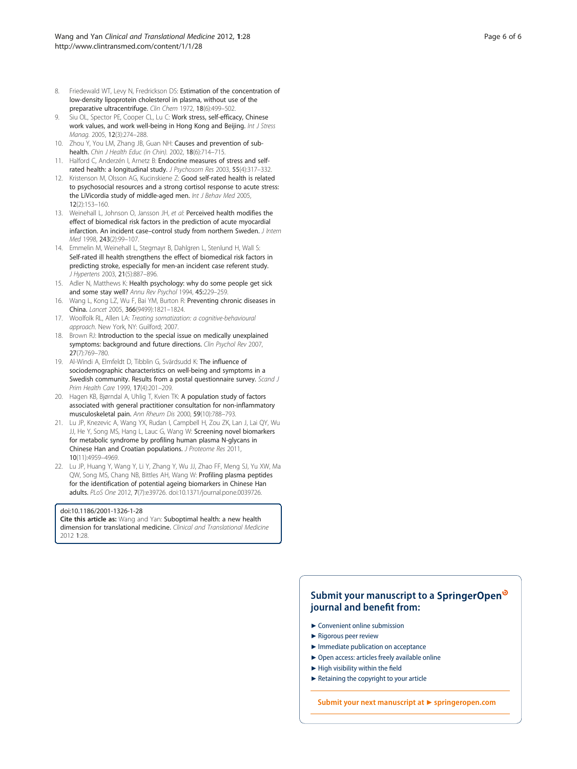8. Friedewald WT, Levy N, Fredrickson DS: **Estimation of the concentration of low-density lipoprotein cholesterol in plasma, without use of the preparative ultracentrifuge.** *Clin Chem* 1972, **18**(6):499–502.
9. Siu OL, Spector PE, Cooper CL, Lu C: **Work stress, self-efficacy, Chinese work values, and work well-being in Hong Kong and Beijing.** *Int J Stress Manag.* 2005, **12**(3):274–288.
10. Zhou Y, You LM, Zhang JB, Guan NH: **Causes and prevention of sub-health.** *Chin J Health Educ (in Chin).* 2002, **18**(6):714–715.
11. Halford C, Anderzén I, Arnetz B: **Endocrine measures of stress and self-rated health: a longitudinal study.** *J Psychosom Res* 2003, **55**(4):317–332.
12. Kristenson M, Olsson AG, Kucinskiene Z: **Good self-rated health is related to psychosocial resources and a strong cortisol response to acute stress: the LiVicordia study of middle-aged men.** *Int J Behav Med* 2005, **12**(2):153–160.
13. Weinehall L, Johnson O, Jansson JH, *et al*: **Perceived health modifies the effect of biomedical risk factors in the prediction of acute myocardial infarction. An incident case–control study from northern Sweden.** *J Intern Med* 1998, **243**(2):99–107.
14. Emmelin M, Weinehall L, Stegmayr B, Dahlgren L, Stenlund H, Wall S: **Self-rated ill health strengthens the effect of biomedical risk factors in predicting stroke, especially for men-an incident case referent study.** *J Hypertens* 2003, **21**(5):887–896.
15. Adler N, Matthews K: **Health psychology: why do some people get sick and some stay well?** *Annu Rev Psychol* 1994, **45:**229–259.
16. Wang L, Kong LZ, Wu F, Bai YM, Burton R: **Preventing chronic diseases in China.** *Lancet* 2005, **366**(9499):1821–1824.
17. Woolfolk RL, Allen LA: *Treating somatization: a cognitive-behavioural approach*. New York, NY: Guilford; 2007.
18. Brown RJ: **Introduction to the special issue on medically unexplained symptoms: background and future directions.** *Clin Psychol Rev* 2007, **27**(7):769–780.
19. Al-Windi A, Elmfeldt D, Tibblin G, Svärdsudd K: **The influence of sociodemographic characteristics on well-being and symptoms in a Swedish community. Results from a postal questionnaire survey.** *Scand J Prim Health Care* 1999, **17**(4):201–209.
20. Hagen KB, Bjørndal A, Uhlig T, Kvien TK: **A population study of factors associated with general practitioner consultation for non-inflammatory musculoskeletal pain.** *Ann Rheum Dis* 2000, **59**(10):788–793.
21. Lu JP, Knezevic A, Wang YX, Rudan I, Campbell H, Zou ZK, Lan J, Lai QY, Wu JJ, He Y, Song MS, Hang L, Lauc G, Wang W: **Screening novel biomarkers for metabolic syndrome by profiling human plasma N-glycans in Chinese Han and Croatian populations.** *J Proteome Res* 2011, **10**(11):4959–4969.
22. Lu JP, Huang Y, Wang Y, Li Y, Zhang Y, Wu JJ, Zhao FF, Meng SJ, Yu XW, Ma QW, Song MS, Chang NB, Bittles AH, Wang W: **Profiling plasma peptides for the identification of potential ageing biomarkers in Chinese Han adults.** *PLoS One* 2012, **7**(7):e39726. doi:10.1371/journal.pone.0039726.

doi:10.1186/2001-1326-1-28

**Cite this article as:** Wang and Yan: **Suboptimal health: a new health dimension for translational medicine.** *Clinical and Translational Medicine* 2012 **1**:28.

**Submit your manuscript to a SpringerOpen journal and benefit from:**

- ► Convenient online submission
- ► Rigorous peer review
- ► Immediate publication on acceptance
- ► Open access: articles freely available online
- ► High visibility within the field
- ► Retaining the copyright to your article

**Submit your next manuscript at ► springeropen.com**